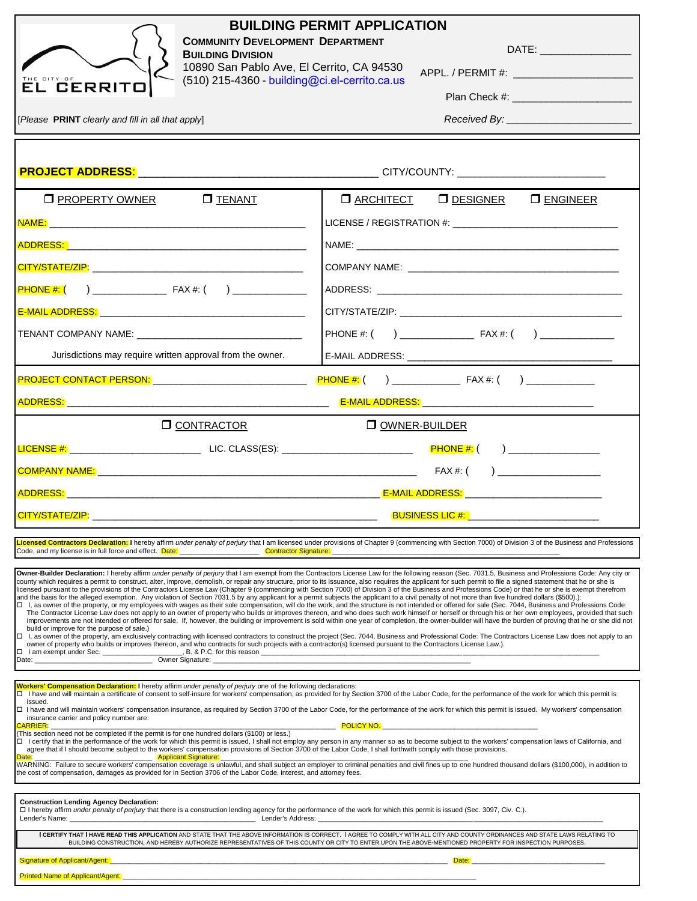# BUILDING PERMIT APPLICATION

**COMMUNITY DEVELOPMENT DEPARTMENT**
**BUILDING DIVISION**
10890 San Pablo Ave, El Cerrito, CA 94530
(510) 215-4360 - building@ci.el-cerrito.ca.us

THE CITY OF EL CERRITO

DATE: _______________

APPL. / PERMIT #: ____________________

Plan Check #: _____________________

*Received By:* _____________________

[*Please* **PRINT** *clearly and fill in all that apply*]

---

**PROJECT ADDRESS**: _________________________________________ CITY/COUNTY: __________________________

| ❒ PROPERTY OWNER ❒ TENANT | ❒ ARCHITECT ❒ DESIGNER ❒ ENGINEER |
|---|---|
| NAME: _______________________________________________ | LICENSE / REGISTRATION #: ______________________________ |
| ADDRESS: ____________________________________________ | NAME: _______________________________________________ |
| CITY/STATE/ZIP: ________________________________________ | COMPANY NAME: ______________________________________ |
| PHONE #: ( ) ______________ FAX #: ( ) ______________ | ADDRESS: ____________________________________________ |
| E-MAIL ADDRESS: _______________________________________ | CITY/STATE/ZIP: ______________________________________ |
| TENANT COMPANY NAME: _________________________________ | PHONE #: ( ) ______________ FAX #: ( ) ______________ |
| Jurisdictions may require written approval from the owner. | E-MAIL ADDRESS: _____________________________________ |

PROJECT CONTACT PERSON: ____________________________ PHONE #: ( ) _____________ FAX #: ( ) _____________

ADDRESS: _________________________________________________ E-MAIL ADDRESS: _______________________________

❒ CONTRACTOR ❒ OWNER-BUILDER

LICENSE #: ________________________ LIC. CLASS(ES): _________________________ PHONE #: ( ) ________________

COMPANY NAME: ____________________________________________________________ FAX #: ( ) __________________

ADDRESS: _______________________________________________________________ E-MAIL ADDRESS: _________________________

CITY/STATE/ZIP: ______________________________________________________ BUSINESS LIC #: _______________________

---

**Licensed Contractors Declaration:** I hereby affirm *under penalty of perjury* that I am licensed under provisions of Chapter 9 (commencing with Section 7000) of Division 3 of the Business and Professions Code, and my license is in full force and effect. Date: ___________________ Contractor Signature: ________________________________________________________

---

**Owner-Builder Declaration:** I hereby affirm *under penalty of perjury* that I am exempt from the Contractors License Law for the following reason (Sec. 7031.5, Business and Professions Code: Any city or county which requires a permit to construct, alter, improve, demolish, or repair any structure, prior to its issuance, also requires the applicant for such permit to file a signed statement that he or she is licensed pursuant to the provisions of the Contractors License Law (Chapter 9 (commencing with Section 7000) of Division 3 of the Business and Professions Code) or that he or she is exempt therefrom and the basis for the alleged exemption. Any violation of Section 7031.5 by any applicant for a permit subjects the applicant to a civil penalty of not more than five hundred dollars ($500).):

- ☐ I, as owner of the property, or my employees with wages as their sole compensation, will do the work, and the structure is not intended or offered for sale (Sec. 7044, Business and Professions Code: The Contractor License Law does not apply to an owner of property who builds or improves thereon, and who does such work himself or herself or through his or her own employees, provided that such improvements are not intended or offered for sale. If, however, the building or improvement is sold within one year of completion, the owner-builder will have the burden of proving that he or she did not build or improve for the purpose of sale.)
- ☐ I, as owner of the property, am exclusively contracting with licensed contractors to construct the project (Sec. 7044, Business and Professional Code: The Contractors License Law does not apply to an owner of property who builds or improves thereon, and who contracts for such projects with a contractor(s) licensed pursuant to the Contractors License Law.).
- ☐ I am exempt under Sec. ____________________, B. & P.C. for this reason ______________________________________________________________________

Date: ____________________________ Owner Signature: ____________________________________________________________

---

**Workers' Compensation Declaration:** I hereby affirm *under penalty of perjury* one of the following declarations:

- ☐ I have and will maintain a certificate of consent to self-insure for workers' compensation, as provided for by Section 3700 of the Labor Code, for the performance of the work for which this permit is issued.
- ☐ I have and will maintain workers' compensation insurance, as required by Section 3700 of the Labor Code, for the performance of the work for which this permit is issued. My workers' compensation insurance carrier and policy number are:

CARRIER: ________________________________________________________________ POLICY NO. ____________________________________

(This section need not be completed if the permit is for one hundred dollars ($100) or less.)

- ☐ I certify that in the performance of the work for which this permit is issued, I shall not employ any person in any manner so as to become subject to the workers' compensation laws of California, and agree that if I should become subject to the workers' compensation provisions of Section 3700 of the Labor Code, I shall forthwith comply with those provisions.

Date: ____________________________ Applicant Signature: ____________________________________________________________

WARNING: Failure to secure workers' compensation coverage is unlawful, and shall subject an employer to criminal penalties and civil fines up to one hundred thousand dollars ($100,000), in addition to the cost of compensation, damages as provided for in Section 3706 of the Labor Code, interest, and attorney fees.

---

**Construction Lending Agency Declaration:**

☐ I hereby affirm *under penalty of perjury* that there is a construction lending agency for the performance of the work for which this permit is issued (Sec. 3097, Civ. C.).

Lender's Name: ______________________________________________ Lender's Address: ____________________________________________________________

**I CERTIFY THAT I HAVE READ THIS APPLICATION** AND STATE THAT THE ABOVE INFORMATION IS CORRECT. I AGREE TO COMPLY WITH ALL CITY AND COUNTY ORDINANCES AND STATE LAWS RELATING TO BUILDING CONSTRUCTION, AND HEREBY AUTHORIZE REPRESENTATIVES OF THIS COUNTY OR CITY TO ENTER UPON THE ABOVE-MENTIONED PROPERTY FOR INSPECTION PURPOSES.

Signature of Applicant/Agent: ______________________________________________________________________________ Date: ______________________________

Printed Name of Applicant/Agent: ______________________________________________________________________________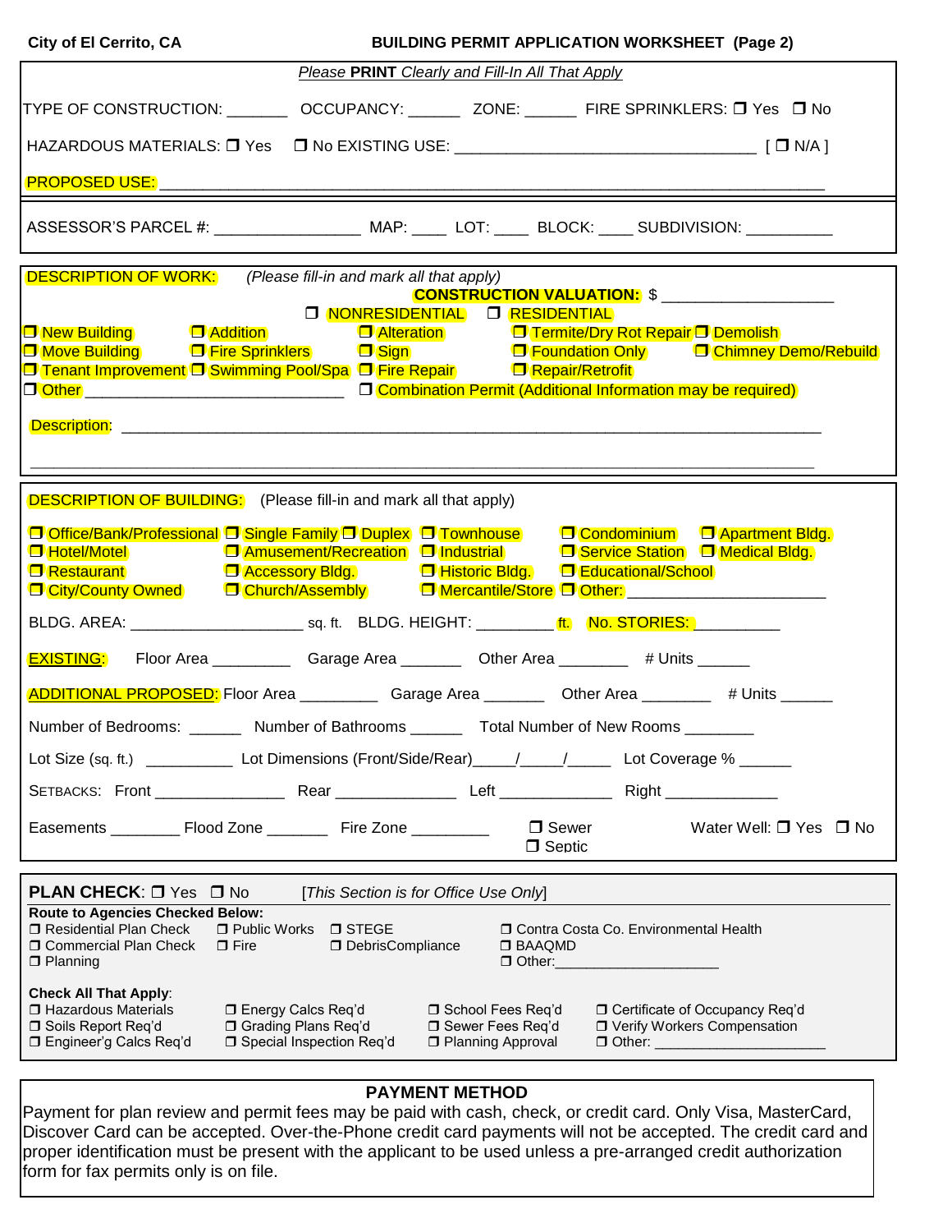City of El Cerrito, CA

**BUILDING PERMIT APPLICATION WORKSHEET (Page 2)**

*Please* **PRINT** *Clearly and Fill-In All That Apply*

TYPE OF CONSTRUCTION: _______ OCCUPANCY: ______ ZONE: ______ FIRE SPRINKLERS: ❒ Yes ❒ No

HAZARDOUS MATERIALS: ❒ Yes ❒ No EXISTING USE: __________________________________ [ ❒ N/A ]

PROPOSED USE: ___________________________________________________________________________

ASSESSOR'S PARCEL #: ________________ MAP: ____ LOT: ____ BLOCK: ____ SUBDIVISION: __________

DESCRIPTION OF WORK: *(Please fill-in and mark all that apply)*

**CONSTRUCTION VALUATION:** $ ____________________

❒ NONRESIDENTIAL ❒ RESIDENTIAL

❒ New Building ❒ Addition ❒ Alteration ❒ Termite/Dry Rot Repair ❒ Demolish
❒ Move Building ❒ Fire Sprinklers ❒ Sign ❒ Foundation Only ❒ Chimney Demo/Rebuild
❒ Tenant Improvement ❒ Swimming Pool/Spa ❒ Fire Repair ❒ Repair/Retrofit
❒ Other ______________________________ ❒ Combination Permit (Additional Information may be required)

Description: ____________________________________________________________________________

_________________________________________________________________________________________

DESCRIPTION OF BUILDING: (Please fill-in and mark all that apply)

❒ Office/Bank/Professional ❒ Single Family ❒ Duplex ❒ Townhouse ❒ Condominium ❒ Apartment Bldg.
❒ Hotel/Motel ❒ Amusement/Recreation ❒ Industrial ❒ Service Station ❒ Medical Bldg.
❒ Restaurant ❒ Accessory Bldg. ❒ Historic Bldg. ❒ Educational/School
❒ City/County Owned ❒ Church/Assembly ❒ Mercantile/Store ❒ Other: ______________________

BLDG. AREA: ____________________ sq. ft. BLDG. HEIGHT: _________ ft. No. STORIES: __________

EXISTING: Floor Area _________ Garage Area _______ Other Area ________ # Units ______

ADDITIONAL PROPOSED: Floor Area _________ Garage Area _______ Other Area ________ # Units ______

Number of Bedrooms: ______ Number of Bathrooms ______ Total Number of New Rooms ________

Lot Size (sq. ft.) __________ Lot Dimensions (Front/Side/Rear)_____/_____/_____ Lot Coverage % ______

SETBACKS: Front _______________ Rear ______________ Left _____________ Right _____________

Easements ________ Flood Zone _______ Fire Zone _________ ❒ Sewer ❒ Septic Water Well: ❒ Yes ❒ No

**PLAN CHECK**: ❒ Yes ❒ No [*This Section is for Office Use Only*]

**Route to Agencies Checked Below:**

❒ Residential Plan Check ❒ Public Works ❒ STEGE ❒ Contra Costa Co. Environmental Health
❒ Commercial Plan Check ❒ Fire ❒ DebrisCompliance ❒ BAAQMD
❒ Planning ❒ Other:____________________

**Check All That Apply**:

❒ Hazardous Materials ❒ Energy Calcs Req'd ❒ School Fees Req'd ❒ Certificate of Occupancy Req'd
❒ Soils Report Req'd ❒ Grading Plans Req'd ❒ Sewer Fees Req'd ❒ Verify Workers Compensation
❒ Engineer'g Calcs Req'd ❒ Special Inspection Req'd ❒ Planning Approval ❒ Other: _____________________

**PAYMENT METHOD**

Payment for plan review and permit fees may be paid with cash, check, or credit card. Only Visa, MasterCard, Discover Card can be accepted. Over-the-Phone credit card payments will not be accepted. The credit card and proper identification must be present with the applicant to be used unless a pre-arranged credit authorization form for fax permits only is on file.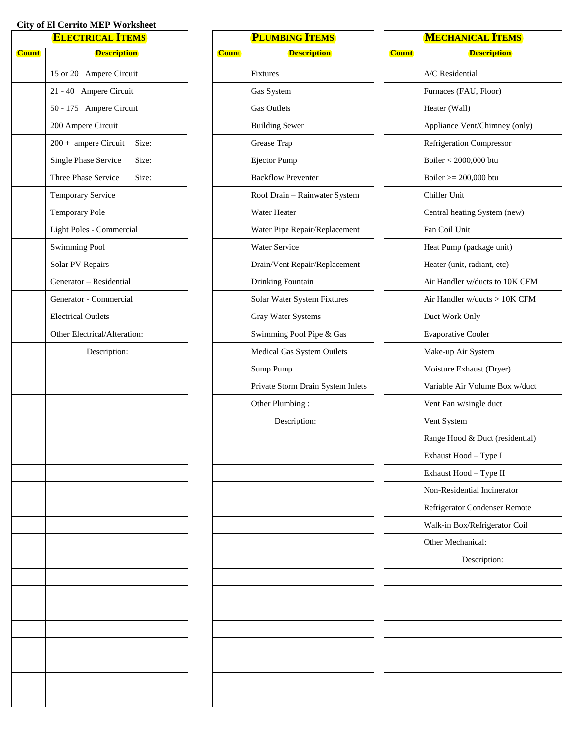**City of El Cerrito MEP Worksheet**

| ELECTRICAL ITEMS | | |
|---|---|---|
| **Count** | **Description** | |
| | 15 or 20 Ampere Circuit | |
| | 21 - 40 Ampere Circuit | |
| | 50 - 175 Ampere Circuit | |
| | 200 Ampere Circuit | |
| | 200 + ampere Circuit | Size: |
| | Single Phase Service | Size: |
| | Three Phase Service | Size: |
| | Temporary Service | |
| | Temporary Pole | |
| | Light Poles - Commercial | |
| | Swimming Pool | |
| | Solar PV Repairs | |
| | Generator – Residential | |
| | Generator - Commercial | |
| | Electrical Outlets | |
| | Other Electrical/Alteration: | |
| | Description: | |
| | | |
| | | |
| | | |
| | | |
| | | |
| | | |
| | | |
| | | |
| | | |
| | | |
| | | |
| | | |
| | | |
| | | |
| | | |
| | | |
| | | |
| | | |

| PLUMBING ITEMS | |
|---|---|
| **Count** | **Description** |
| | Fixtures |
| | Gas System |
| | Gas Outlets |
| | Building Sewer |
| | Grease Trap |
| | Ejector Pump |
| | Backflow Preventer |
| | Roof Drain – Rainwater System |
| | Water Heater |
| | Water Pipe Repair/Replacement |
| | Water Service |
| | Drain/Vent Repair/Replacement |
| | Drinking Fountain |
| | Solar Water System Fixtures |
| | Gray Water Systems |
| | Swimming Pool Pipe & Gas |
| | Medical Gas System Outlets |
| | Sump Pump |
| | Private Storm Drain System Inlets |
| | Other Plumbing : |
| | Description: |
| | |
| | |
| | |
| | |
| | |
| | |
| | |
| | |
| | |
| | |
| | |
| | |
| | |
| | |
| | |

| MECHANICAL ITEMS | |
|---|---|
| **Count** | **Description** |
| | A/C Residential |
| | Furnaces (FAU, Floor) |
| | Heater (Wall) |
| | Appliance Vent/Chimney (only) |
| | Refrigeration Compressor |
| | Boiler < 2000,000 btu |
| | Boiler >= 200,000 btu |
| | Chiller Unit |
| | Central heating System (new) |
| | Fan Coil Unit |
| | Heat Pump (package unit) |
| | Heater (unit, radiant, etc) |
| | Air Handler w/ducts to 10K CFM |
| | Air Handler w/ducts > 10K CFM |
| | Duct Work Only |
| | Evaporative Cooler |
| | Make-up Air System |
| | Moisture Exhaust (Dryer) |
| | Variable Air Volume Box w/duct |
| | Vent Fan w/single duct |
| | Vent System |
| | Range Hood & Duct (residential) |
| | Exhaust Hood – Type I |
| | Exhaust Hood – Type II |
| | Non-Residential Incinerator |
| | Refrigerator Condenser Remote |
| | Walk-in Box/Refrigerator Coil |
| | Other Mechanical: |
| | Description: |
| | |
| | |
| | |
| | |
| | |
| | |
| | |
| | |